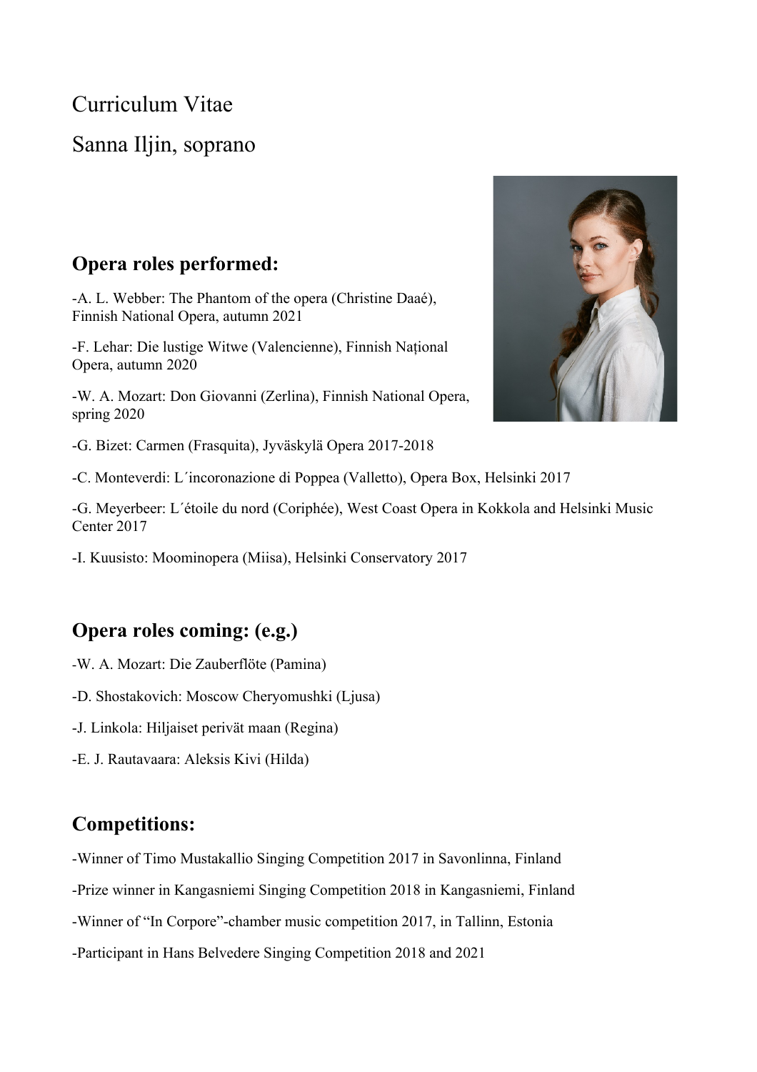Curriculum Vitae

Sanna Iljin, soprano

## Opera roles performed:

-A. L. Webber: The Phantom of the opera (Christine Daaé), Finnish National Opera, autumn 2021

-F. Lehar: Die lustige Witwe (Valencienne), Finnish Național Opera, autumn 2020

-W. A. Mozart: Don Giovanni (Zerlina), Finnish National Opera, spring 2020

-G. Bizet: Carmen (Frasquita), Jyväskylä Opera 2017-2018

-C. Monteverdi: L´incoronazione di Poppea (Valletto), Opera Box, Helsinki 2017

-G. Meyerbeer: L´étoile du nord (Coriphée), West Coast Opera in Kokkola and Helsinki Music Center 2017

-I. Kuusisto: Moominopera (Miisa), Helsinki Conservatory 2017

## Opera roles coming: (e.g.)

-W. A. Mozart: Die Zauberflöte (Pamina)

-D. Shostakovich: Moscow Cheryomushki (Ljusa)

-J. Linkola: Hiljaiset perivät maan (Regina)

-E. J. Rautavaara: Aleksis Kivi (Hilda)

## Competitions:

-Winner of Timo Mustakallio Singing Competition 2017 in Savonlinna, Finland

-Prize winner in Kangasniemi Singing Competition 2018 in Kangasniemi, Finland

-Winner of "In Corpore"-chamber music competition 2017, in Tallinn, Estonia

-Participant in Hans Belvedere Singing Competition 2018 and 2021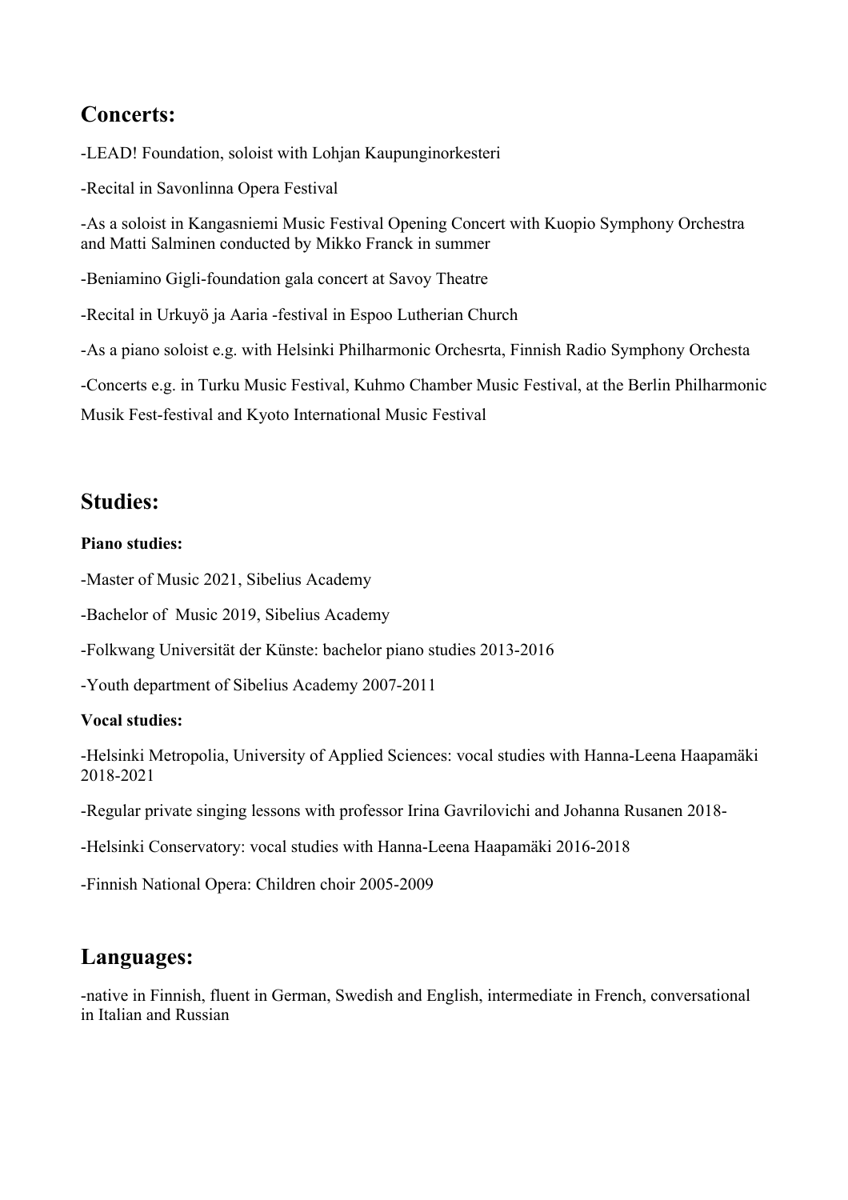## Concerts:

-LEAD! Foundation, soloist with Lohjan Kaupunginorkesteri

-Recital in Savonlinna Opera Festival

-As a soloist in Kangasniemi Music Festival Opening Concert with Kuopio Symphony Orchestra and Matti Salminen conducted by Mikko Franck in summer

-Beniamino Gigli-foundation gala concert at Savoy Theatre

-Recital in Urkuyö ja Aaria -festival in Espoo Lutherian Church

-As a piano soloist e.g. with Helsinki Philharmonic Orchesrta, Finnish Radio Symphony Orchesta

-Concerts e.g. in Turku Music Festival, Kuhmo Chamber Music Festival, at the Berlin Philharmonic Musik Fest-festival and Kyoto International Music Festival

## Studies:

**Piano studies:**

-Master of Music 2021, Sibelius Academy

-Bachelor of Music 2019, Sibelius Academy

-Folkwang Universität der Künste: bachelor piano studies 2013-2016

-Youth department of Sibelius Academy 2007-2011

**Vocal studies:**

-Helsinki Metropolia, University of Applied Sciences: vocal studies with Hanna-Leena Haapamäki 2018-2021

-Regular private singing lessons with professor Irina Gavrilovichi and Johanna Rusanen 2018-

-Helsinki Conservatory: vocal studies with Hanna-Leena Haapamäki 2016-2018

-Finnish National Opera: Children choir 2005-2009

## Languages:

-native in Finnish, fluent in German, Swedish and English, intermediate in French, conversational in Italian and Russian